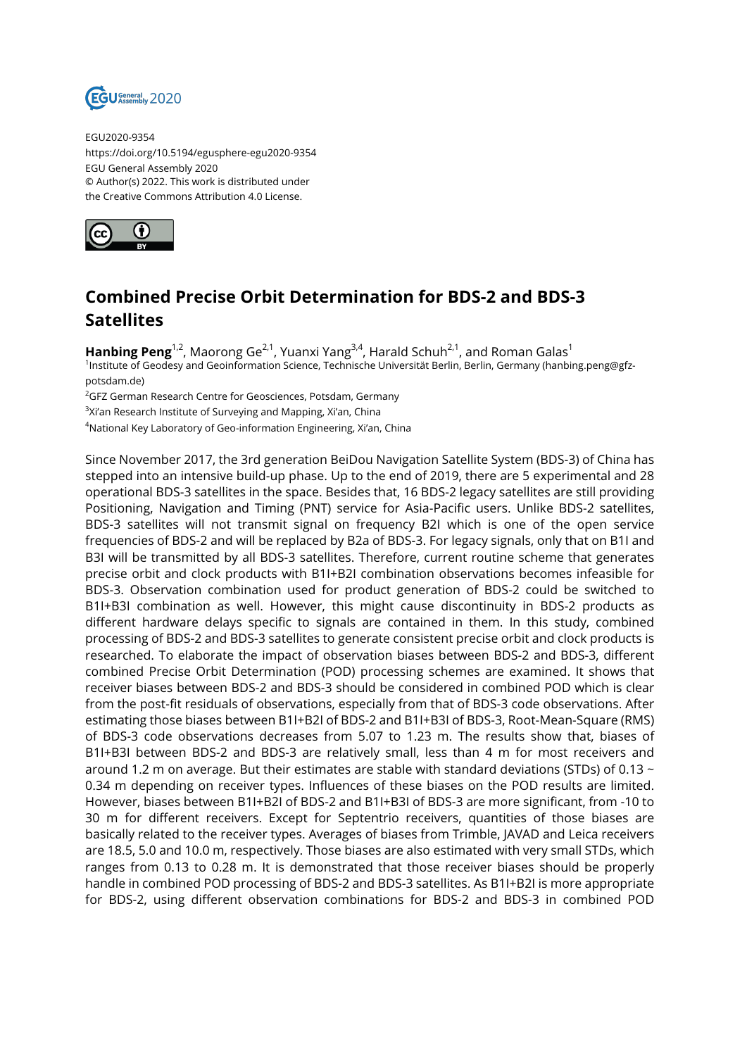EGU2020-9354
https://doi.org/10.5194/egusphere-egu2020-9354
EGU General Assembly 2020
© Author(s) 2022. This work is distributed under
the Creative Commons Attribution 4.0 License.

# Combined Precise Orbit Determination for BDS-2 and BDS-3 Satellites

**Hanbing Peng**[1,2], Maorong Ge[2,1], Yuanxi Yang[3,4], Harald Schuh[2,1], and Roman Galas[1]

[1]Institute of Geodesy and Geoinformation Science, Technische Universität Berlin, Berlin, Germany (hanbing.peng@gfz-potsdam.de)
[2]GFZ German Research Centre for Geosciences, Potsdam, Germany
[3]Xi'an Research Institute of Surveying and Mapping, Xi'an, China
[4]National Key Laboratory of Geo-information Engineering, Xi'an, China

Since November 2017, the 3rd generation BeiDou Navigation Satellite System (BDS-3) of China has stepped into an intensive build-up phase. Up to the end of 2019, there are 5 experimental and 28 operational BDS-3 satellites in the space. Besides that, 16 BDS-2 legacy satellites are still providing Positioning, Navigation and Timing (PNT) service for Asia-Pacific users. Unlike BDS-2 satellites, BDS-3 satellites will not transmit signal on frequency B2I which is one of the open service frequencies of BDS-2 and will be replaced by B2a of BDS-3. For legacy signals, only that on B1I and B3I will be transmitted by all BDS-3 satellites. Therefore, current routine scheme that generates precise orbit and clock products with B1I+B2I combination observations becomes infeasible for BDS-3. Observation combination used for product generation of BDS-2 could be switched to B1I+B3I combination as well. However, this might cause discontinuity in BDS-2 products as different hardware delays specific to signals are contained in them. In this study, combined processing of BDS-2 and BDS-3 satellites to generate consistent precise orbit and clock products is researched. To elaborate the impact of observation biases between BDS-2 and BDS-3, different combined Precise Orbit Determination (POD) processing schemes are examined. It shows that receiver biases between BDS-2 and BDS-3 should be considered in combined POD which is clear from the post-fit residuals of observations, especially from that of BDS-3 code observations. After estimating those biases between B1I+B2I of BDS-2 and B1I+B3I of BDS-3, Root-Mean-Square (RMS) of BDS-3 code observations decreases from 5.07 to 1.23 m. The results show that, biases of B1I+B3I between BDS-2 and BDS-3 are relatively small, less than 4 m for most receivers and around 1.2 m on average. But their estimates are stable with standard deviations (STDs) of 0.13 ~ 0.34 m depending on receiver types. Influences of these biases on the POD results are limited. However, biases between B1I+B2I of BDS-2 and B1I+B3I of BDS-3 are more significant, from -10 to 30 m for different receivers. Except for Septentrio receivers, quantities of those biases are basically related to the receiver types. Averages of biases from Trimble, JAVAD and Leica receivers are 18.5, 5.0 and 10.0 m, respectively. Those biases are also estimated with very small STDs, which ranges from 0.13 to 0.28 m. It is demonstrated that those receiver biases should be properly handle in combined POD processing of BDS-2 and BDS-3 satellites. As B1I+B2I is more appropriate for BDS-2, using different observation combinations for BDS-2 and BDS-3 in combined POD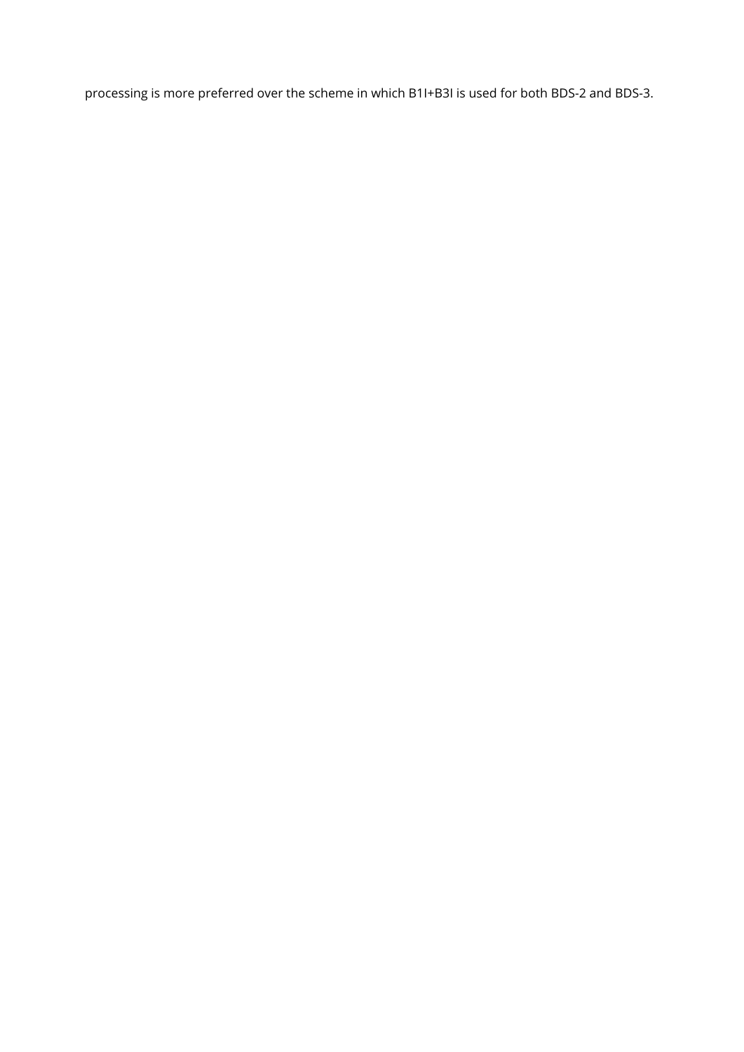processing is more preferred over the scheme in which B1I+B3I is used for both BDS-2 and BDS-3.